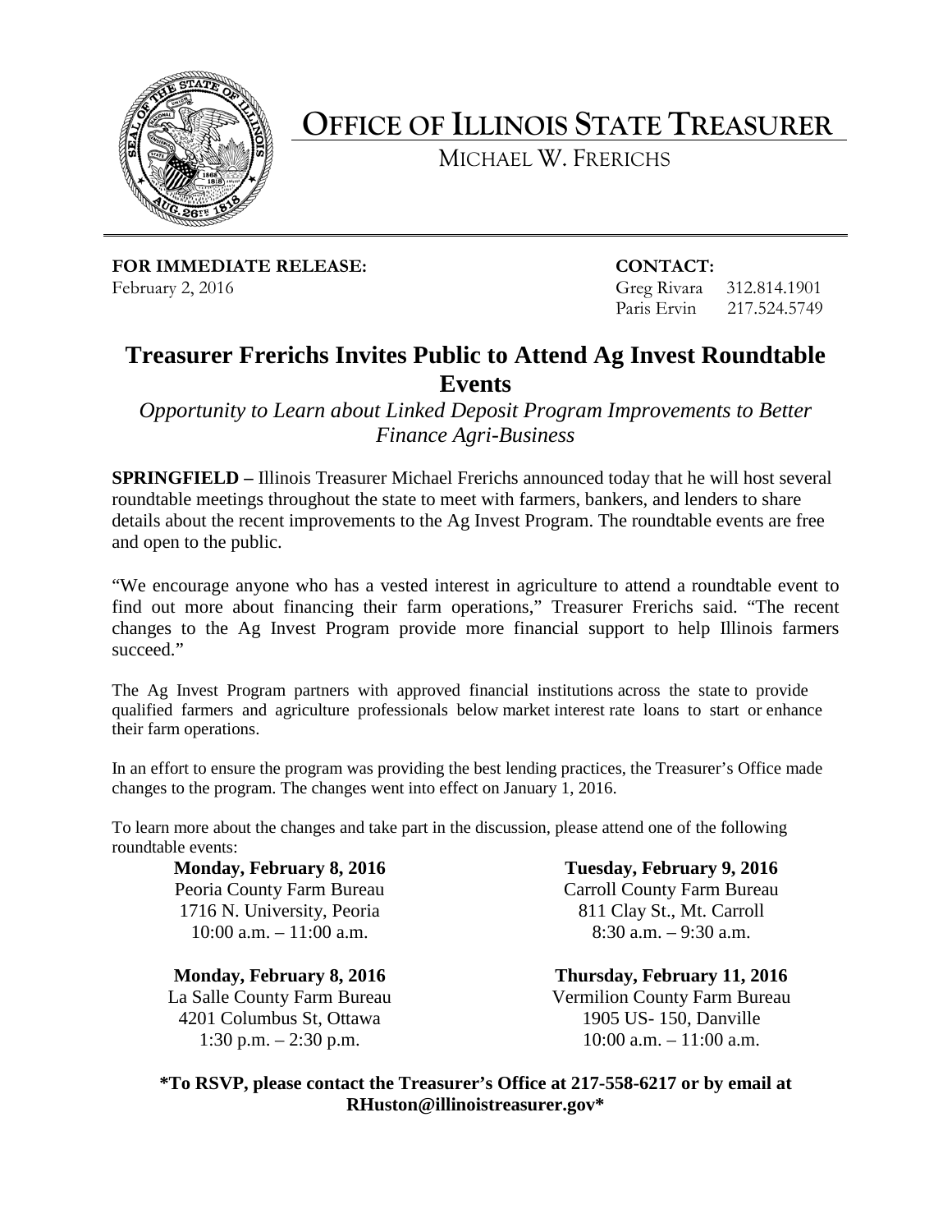# OFFICE OF ILLINOIS STATE TREASURER

MICHAEL W. FRERICHS

**FOR IMMEDIATE RELEASE:**
February 2, 2016

**CONTACT:**
Greg Rivara 312.814.1901
Paris Ervin 217.524.5749

## Treasurer Frerichs Invites Public to Attend Ag Invest Roundtable Events

*Opportunity to Learn about Linked Deposit Program Improvements to Better Finance Agri-Business*

**SPRINGFIELD –** Illinois Treasurer Michael Frerichs announced today that he will host several roundtable meetings throughout the state to meet with farmers, bankers, and lenders to share details about the recent improvements to the Ag Invest Program. The roundtable events are free and open to the public.

"We encourage anyone who has a vested interest in agriculture to attend a roundtable event to find out more about financing their farm operations," Treasurer Frerichs said. "The recent changes to the Ag Invest Program provide more financial support to help Illinois farmers succeed."

The Ag Invest Program partners with approved financial institutions across the state to provide qualified farmers and agriculture professionals below market interest rate loans to start or enhance their farm operations.

In an effort to ensure the program was providing the best lending practices, the Treasurer's Office made changes to the program. The changes went into effect on January 1, 2016.

To learn more about the changes and take part in the discussion, please attend one of the following roundtable events:

**Monday, February 8, 2016**
Peoria County Farm Bureau
1716 N. University, Peoria
10:00 a.m. – 11:00 a.m.

**Monday, February 8, 2016**
La Salle County Farm Bureau
4201 Columbus St, Ottawa
1:30 p.m. – 2:30 p.m.

**Tuesday, February 9, 2016**
Carroll County Farm Bureau
811 Clay St., Mt. Carroll
8:30 a.m. – 9:30 a.m.

**Thursday, February 11, 2016**
Vermilion County Farm Bureau
1905 US- 150, Danville
10:00 a.m. – 11:00 a.m.

**\*To RSVP, please contact the Treasurer's Office at 217-558-6217 or by email at RHuston@illinoistreasurer.gov\***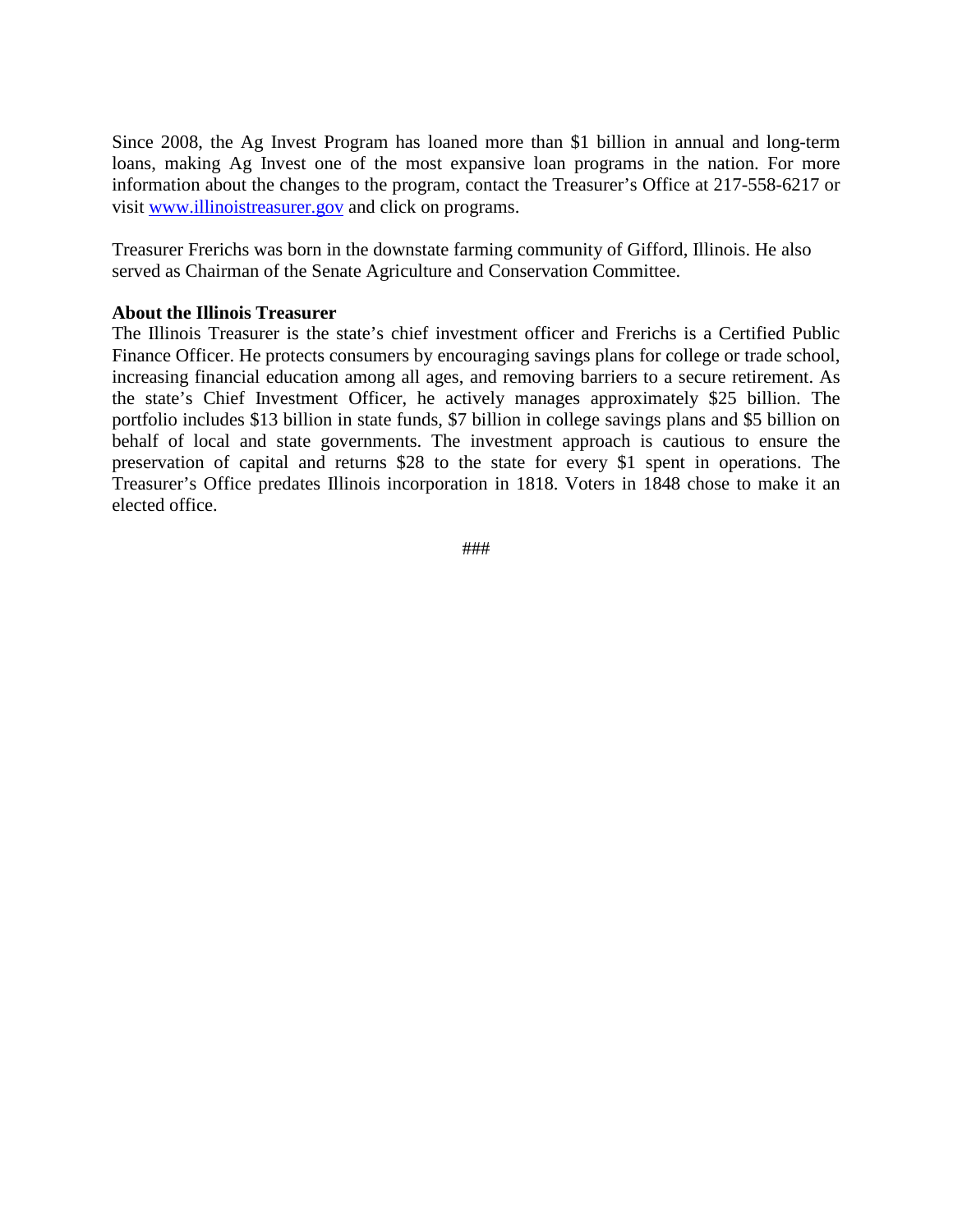Since 2008, the Ag Invest Program has loaned more than $1 billion in annual and long-term loans, making Ag Invest one of the most expansive loan programs in the nation. For more information about the changes to the program, contact the Treasurer's Office at 217-558-6217 or visit [www.illinoistreasurer.gov](http://www.illinoistreasurer.gov) and click on programs.

Treasurer Frerichs was born in the downstate farming community of Gifford, Illinois. He also served as Chairman of the Senate Agriculture and Conservation Committee.

**About the Illinois Treasurer**

The Illinois Treasurer is the state's chief investment officer and Frerichs is a Certified Public Finance Officer. He protects consumers by encouraging savings plans for college or trade school, increasing financial education among all ages, and removing barriers to a secure retirement. As the state's Chief Investment Officer, he actively manages approximately $25 billion. The portfolio includes $13 billion in state funds, $7 billion in college savings plans and $5 billion on behalf of local and state governments. The investment approach is cautious to ensure the preservation of capital and returns $28 to the state for every $1 spent in operations. The Treasurer's Office predates Illinois incorporation in 1818. Voters in 1848 chose to make it an elected office.

###